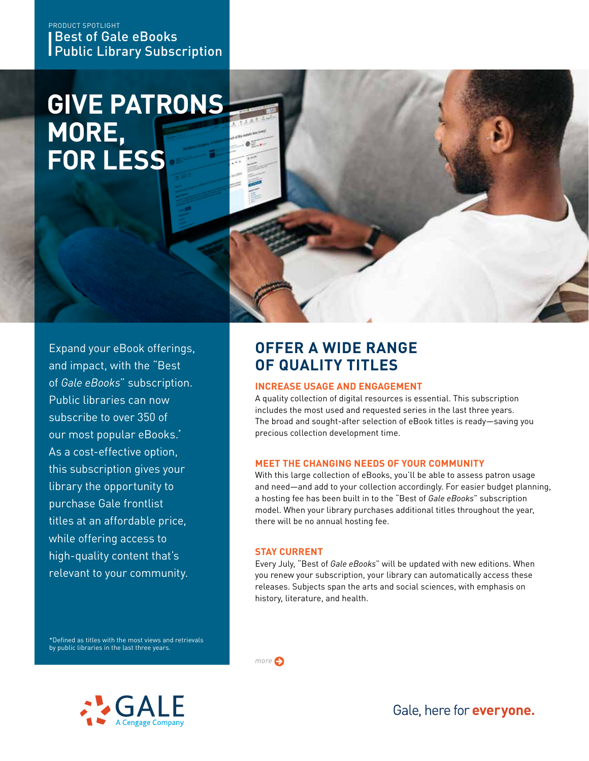PRODUCT SPOTLIGHT

Best of Gale eBooks
Public Library Subscription

# GIVE PATRONS MORE, FOR LESS

Expand your eBook offerings, and impact, with the "Best of *Gale eBooks*" subscription. Public libraries can now subscribe to over 350 of our most popular eBooks.* As a cost-effective option, this subscription gives your library the opportunity to purchase Gale frontlist titles at an affordable price, while offering access to high-quality content that's relevant to your community.

*Defined as titles with the most views and retrievals by public libraries in the last three years.

## OFFER A WIDE RANGE OF QUALITY TITLES

### INCREASE USAGE AND ENGAGEMENT

A quality collection of digital resources is essential. This subscription includes the most used and requested series in the last three years. The broad and sought-after selection of eBook titles is ready—saving you precious collection development time.

### MEET THE CHANGING NEEDS OF YOUR COMMUNITY

With this large collection of eBooks, you'll be able to assess patron usage and need—and add to your collection accordingly. For easier budget planning, a hosting fee has been built in to the "Best of *Gale eBooks*" subscription model. When your library purchases additional titles throughout the year, there will be no annual hosting fee.

### STAY CURRENT

Every July, "Best of *Gale eBooks*" will be updated with new editions. When you renew your subscription, your library can automatically access these releases. Subjects span the arts and social sciences, with emphasis on history, literature, and health.

*more*

GALE
A Cengage Company

Gale, here for **everyone.**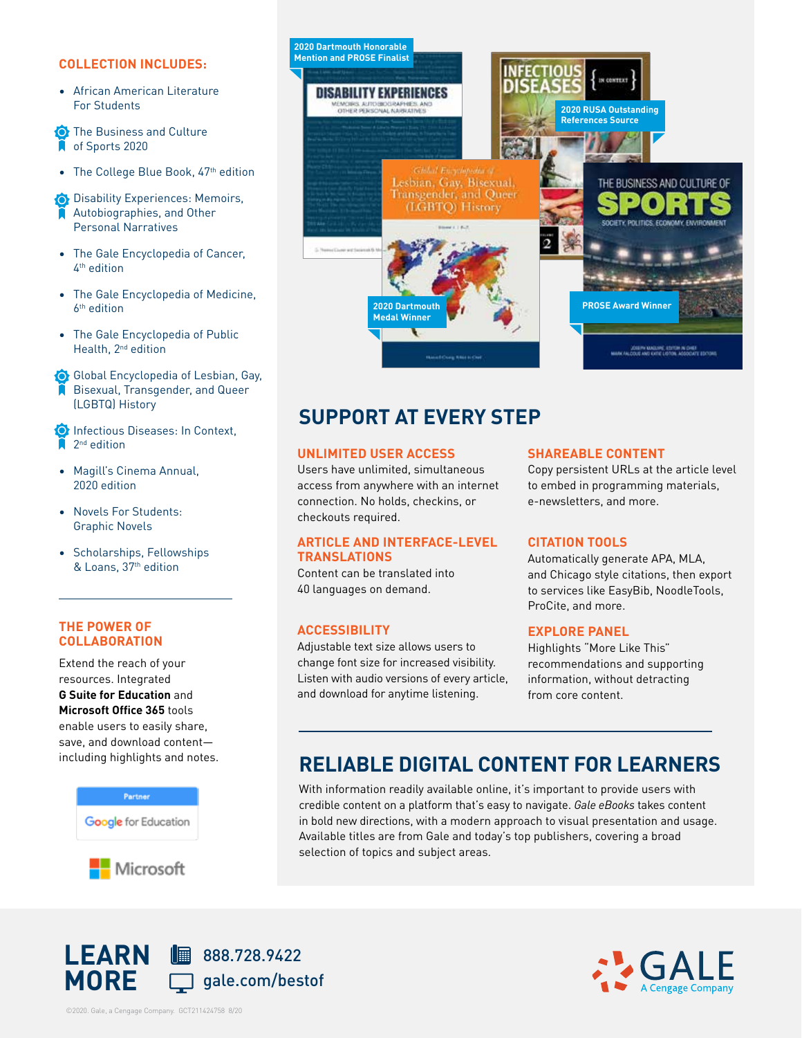## COLLECTION INCLUDES:

- African American Literature For Students
- The Business and Culture of Sports 2020
- The College Blue Book, 47th edition
- Disability Experiences: Memoirs, Autobiographies, and Other Personal Narratives
- The Gale Encyclopedia of Cancer, 4th edition
- The Gale Encyclopedia of Medicine, 6th edition
- The Gale Encyclopedia of Public Health, 2nd edition
- Global Encyclopedia of Lesbian, Gay, Bisexual, Transgender, and Queer (LGBTQ) History
- Infectious Diseases: In Context, 2nd edition
- Magill's Cinema Annual, 2020 edition
- Novels For Students: Graphic Novels
- Scholarships, Fellowships & Loans, 37th edition

## THE POWER OF COLLABORATION

Extend the reach of your resources. Integrated **G Suite for Education** and **Microsoft Office 365** tools enable users to easily share, save, and download content—including highlights and notes.

Partner
Google for Education

Microsoft

2020 Dartmouth Honorable Mention and PROSE Finalist

2020 RUSA Outstanding References Source

2020 Dartmouth Medal Winner

PROSE Award Winner

## SUPPORT AT EVERY STEP

### UNLIMITED USER ACCESS

Users have unlimited, simultaneous access from anywhere with an internet connection. No holds, checkins, or checkouts required.

### ARTICLE AND INTERFACE-LEVEL TRANSLATIONS

Content can be translated into 40 languages on demand.

### ACCESSIBILITY

Adjustable text size allows users to change font size for increased visibility. Listen with audio versions of every article, and download for anytime listening.

### SHAREABLE CONTENT

Copy persistent URLs at the article level to embed in programming materials, e-newsletters, and more.

### CITATION TOOLS

Automatically generate APA, MLA, and Chicago style citations, then export to services like EasyBib, NoodleTools, ProCite, and more.

### EXPLORE PANEL

Highlights "More Like This" recommendations and supporting information, without detracting from core content.

## RELIABLE DIGITAL CONTENT FOR LEARNERS

With information readily available online, it's important to provide users with credible content on a platform that's easy to navigate. *Gale eBooks* takes content in bold new directions, with a modern approach to visual presentation and usage. Available titles are from Gale and today's top publishers, covering a broad selection of topics and subject areas.

**LEARN MORE**

888.728.9422

gale.com/bestof

GALE
A Cengage Company

©2020. Gale, a Cengage Company. GCT211424758 8/20